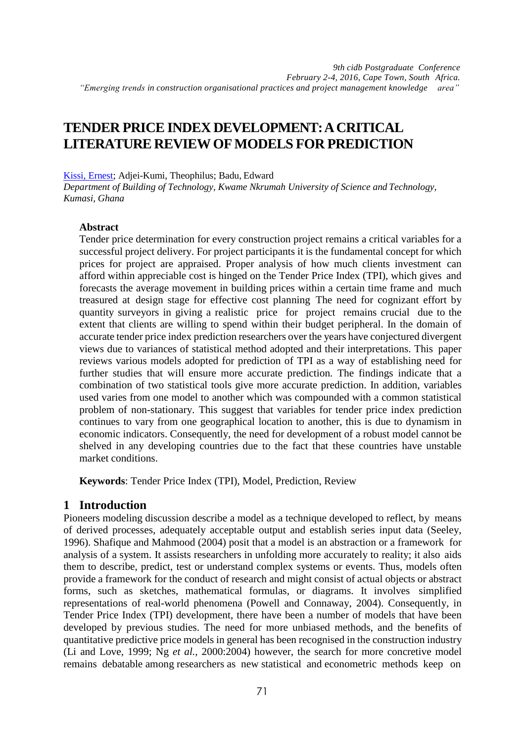# TENDER PRICE INDEX DEVELOPMENT: A CRITICAL LITERATURE REVIEW OF MODELS FOR PREDICTION

Kissi, Ernest; Adjei-Kumi, Theophilus; Badu, Edward

*Department of Building of Technology, Kwame Nkrumah University of Science and Technology, Kumasi, Ghana*

### Abstract

Tender price determination for every construction project remains a critical variables for a successful project delivery. For project participants it is the fundamental concept for which prices for project are appraised. Proper analysis of how much clients investment can afford within appreciable cost is hinged on the Tender Price Index (TPI), which gives and forecasts the average movement in building prices within a certain time frame and much treasured at design stage for effective cost planning The need for cognizant effort by quantity surveyors in giving a realistic price for project remains crucial due to the extent that clients are willing to spend within their budget peripheral. In the domain of accurate tender price index prediction researchers over the years have conjectured divergent views due to variances of statistical method adopted and their interpretations. This paper reviews various models adopted for prediction of TPI as a way of establishing need for further studies that will ensure more accurate prediction. The findings indicate that a combination of two statistical tools give more accurate prediction. In addition, variables used varies from one model to another which was compounded with a common statistical problem of non-stationary. This suggest that variables for tender price index prediction continues to vary from one geographical location to another, this is due to dynamism in economic indicators. Consequently, the need for development of a robust model cannot be shelved in any developing countries due to the fact that these countries have unstable market conditions.

**Keywords**: Tender Price Index (TPI), Model, Prediction, Review

## 1 Introduction

Pioneers modeling discussion describe a model as a technique developed to reflect, by means of derived processes, adequately acceptable output and establish series input data (Seeley, 1996). Shafique and Mahmood (2004) posit that a model is an abstraction or a framework for analysis of a system. It assists researchers in unfolding more accurately to reality; it also aids them to describe, predict, test or understand complex systems or events. Thus, models often provide a framework for the conduct of research and might consist of actual objects or abstract forms, such as sketches, mathematical formulas, or diagrams. It involves simplified representations of real-world phenomena (Powell and Connaway, 2004). Consequently, in Tender Price Index (TPI) development, there have been a number of models that have been developed by previous studies. The need for more unbiased methods, and the benefits of quantitative predictive price models in general has been recognised in the construction industry (Li and Love, 1999; Ng *et al.*, 2000:2004) however, the search for more concretive model remains debatable among researchers as new statistical and econometric methods keep on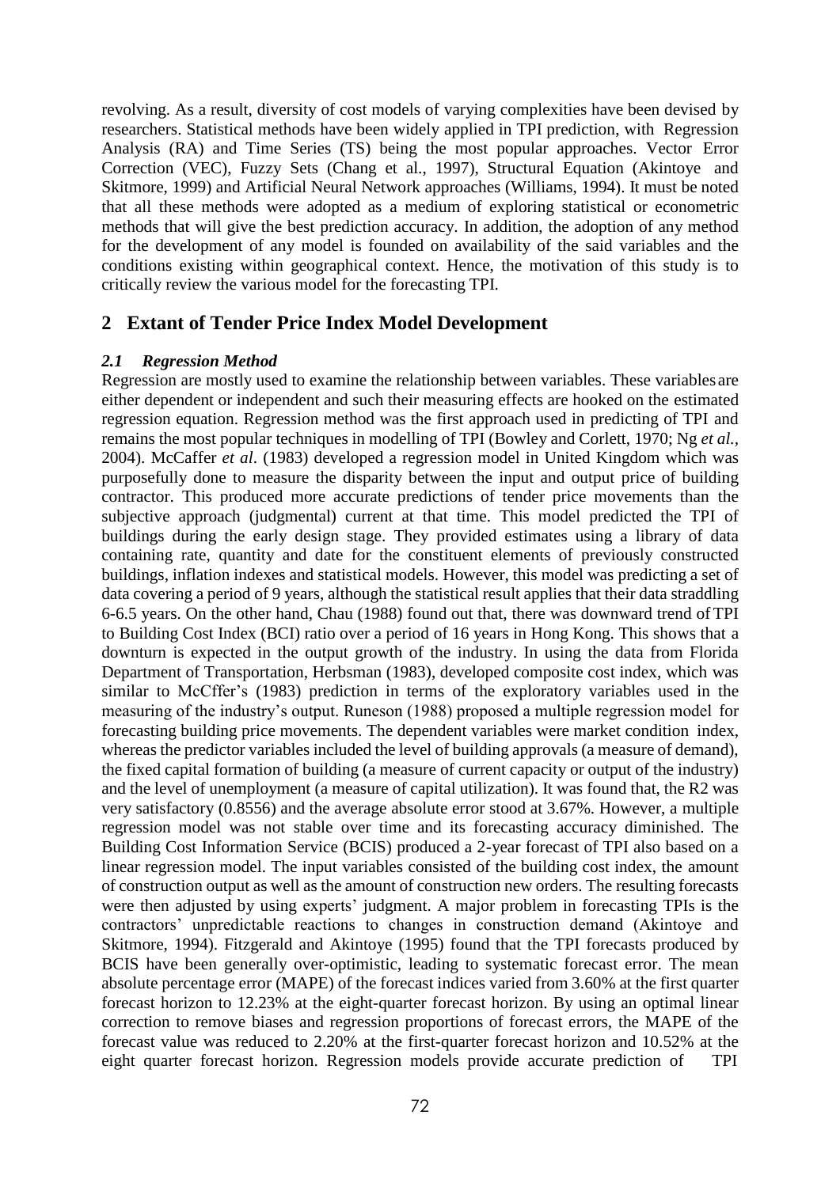revolving. As a result, diversity of cost models of varying complexities have been devised by researchers. Statistical methods have been widely applied in TPI prediction, with Regression Analysis (RA) and Time Series (TS) being the most popular approaches. Vector Error Correction (VEC), Fuzzy Sets (Chang et al., 1997), Structural Equation (Akintoye and Skitmore, 1999) and Artificial Neural Network approaches (Williams, 1994). It must be noted that all these methods were adopted as a medium of exploring statistical or econometric methods that will give the best prediction accuracy. In addition, the adoption of any method for the development of any model is founded on availability of the said variables and the conditions existing within geographical context. Hence, the motivation of this study is to critically review the various model for the forecasting TPI.

## 2 Extant of Tender Price Index Model Development

### 2.1 Regression Method

Regression are mostly used to examine the relationship between variables. These variables are either dependent or independent and such their measuring effects are hooked on the estimated regression equation. Regression method was the first approach used in predicting of TPI and remains the most popular techniques in modelling of TPI (Bowley and Corlett, 1970; Ng *et al.*, 2004). McCaffer *et al*. (1983) developed a regression model in United Kingdom which was purposefully done to measure the disparity between the input and output price of building contractor. This produced more accurate predictions of tender price movements than the subjective approach (judgmental) current at that time. This model predicted the TPI of buildings during the early design stage. They provided estimates using a library of data containing rate, quantity and date for the constituent elements of previously constructed buildings, inflation indexes and statistical models. However, this model was predicting a set of data covering a period of 9 years, although the statistical result applies that their data straddling 6-6.5 years. On the other hand, Chau (1988) found out that, there was downward trend of TPI to Building Cost Index (BCI) ratio over a period of 16 years in Hong Kong. This shows that a downturn is expected in the output growth of the industry. In using the data from Florida Department of Transportation, Herbsman (1983), developed composite cost index, which was similar to McCffer's (1983) prediction in terms of the exploratory variables used in the measuring of the industry's output. Runeson (1988) proposed a multiple regression model for forecasting building price movements. The dependent variables were market condition index, whereas the predictor variables included the level of building approvals (a measure of demand), the fixed capital formation of building (a measure of current capacity or output of the industry) and the level of unemployment (a measure of capital utilization). It was found that, the R2 was very satisfactory (0.8556) and the average absolute error stood at 3.67%. However, a multiple regression model was not stable over time and its forecasting accuracy diminished. The Building Cost Information Service (BCIS) produced a 2-year forecast of TPI also based on a linear regression model. The input variables consisted of the building cost index, the amount of construction output as well as the amount of construction new orders. The resulting forecasts were then adjusted by using experts' judgment. A major problem in forecasting TPIs is the contractors' unpredictable reactions to changes in construction demand (Akintoye and Skitmore, 1994). Fitzgerald and Akintoye (1995) found that the TPI forecasts produced by BCIS have been generally over-optimistic, leading to systematic forecast error. The mean absolute percentage error (MAPE) of the forecast indices varied from 3.60% at the first quarter forecast horizon to 12.23% at the eight-quarter forecast horizon. By using an optimal linear correction to remove biases and regression proportions of forecast errors, the MAPE of the forecast value was reduced to 2.20% at the first-quarter forecast horizon and 10.52% at the eight quarter forecast horizon. Regression models provide accurate prediction of TPI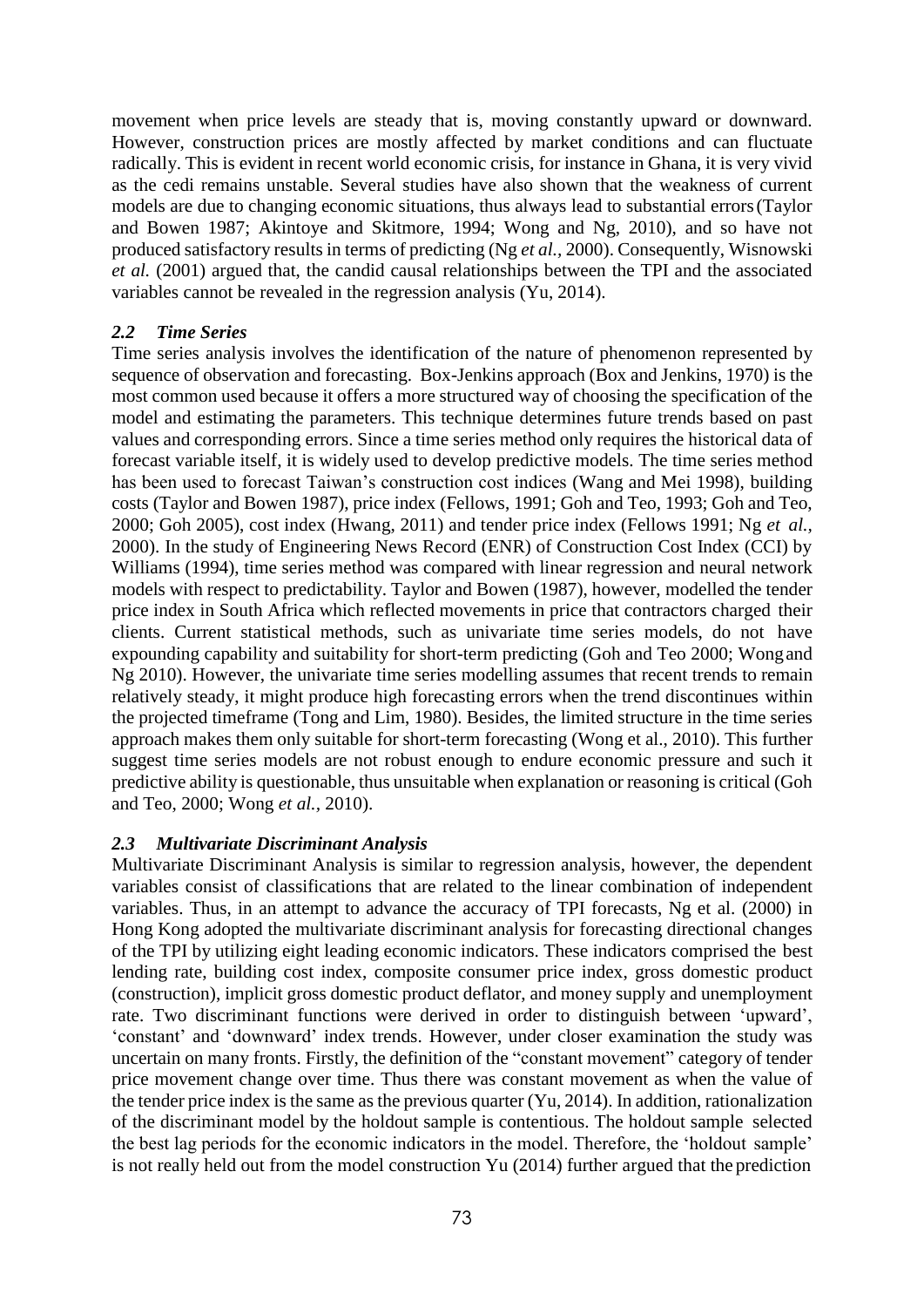movement when price levels are steady that is, moving constantly upward or downward. However, construction prices are mostly affected by market conditions and can fluctuate radically. This is evident in recent world economic crisis, for instance in Ghana, it is very vivid as the cedi remains unstable. Several studies have also shown that the weakness of current models are due to changing economic situations, thus always lead to substantial errors (Taylor and Bowen 1987; Akintoye and Skitmore, 1994; Wong and Ng, 2010), and so have not produced satisfactory results in terms of predicting (Ng *et al.,* 2000). Consequently, Wisnowski *et al.* (2001) argued that, the candid causal relationships between the TPI and the associated variables cannot be revealed in the regression analysis (Yu, 2014).

### *2.2 Time Series*

Time series analysis involves the identification of the nature of phenomenon represented by sequence of observation and forecasting. Box-Jenkins approach (Box and Jenkins, 1970) is the most common used because it offers a more structured way of choosing the specification of the model and estimating the parameters. This technique determines future trends based on past values and corresponding errors. Since a time series method only requires the historical data of forecast variable itself, it is widely used to develop predictive models. The time series method has been used to forecast Taiwan's construction cost indices (Wang and Mei 1998), building costs (Taylor and Bowen 1987), price index (Fellows, 1991; Goh and Teo, 1993; Goh and Teo, 2000; Goh 2005), cost index (Hwang, 2011) and tender price index (Fellows 1991; Ng *et al.,* 2000). In the study of Engineering News Record (ENR) of Construction Cost Index (CCI) by Williams (1994), time series method was compared with linear regression and neural network models with respect to predictability. Taylor and Bowen (1987), however, modelled the tender price index in South Africa which reflected movements in price that contractors charged their clients. Current statistical methods, such as univariate time series models, do not have expounding capability and suitability for short-term predicting (Goh and Teo 2000; Wong and Ng 2010). However, the univariate time series modelling assumes that recent trends to remain relatively steady, it might produce high forecasting errors when the trend discontinues within the projected timeframe (Tong and Lim, 1980). Besides, the limited structure in the time series approach makes them only suitable for short-term forecasting (Wong et al., 2010). This further suggest time series models are not robust enough to endure economic pressure and such it predictive ability is questionable, thus unsuitable when explanation or reasoning is critical (Goh and Teo, 2000; Wong *et al.,* 2010).

### *2.3 Multivariate Discriminant Analysis*

Multivariate Discriminant Analysis is similar to regression analysis, however, the dependent variables consist of classifications that are related to the linear combination of independent variables. Thus, in an attempt to advance the accuracy of TPI forecasts, Ng et al. (2000) in Hong Kong adopted the multivariate discriminant analysis for forecasting directional changes of the TPI by utilizing eight leading economic indicators. These indicators comprised the best lending rate, building cost index, composite consumer price index, gross domestic product (construction), implicit gross domestic product deflator, and money supply and unemployment rate. Two discriminant functions were derived in order to distinguish between 'upward', 'constant' and 'downward' index trends. However, under closer examination the study was uncertain on many fronts. Firstly, the definition of the "constant movement" category of tender price movement change over time. Thus there was constant movement as when the value of the tender price index is the same as the previous quarter (Yu, 2014). In addition, rationalization of the discriminant model by the holdout sample is contentious. The holdout sample selected the best lag periods for the economic indicators in the model. Therefore, the 'holdout sample' is not really held out from the model construction Yu (2014) further argued that the prediction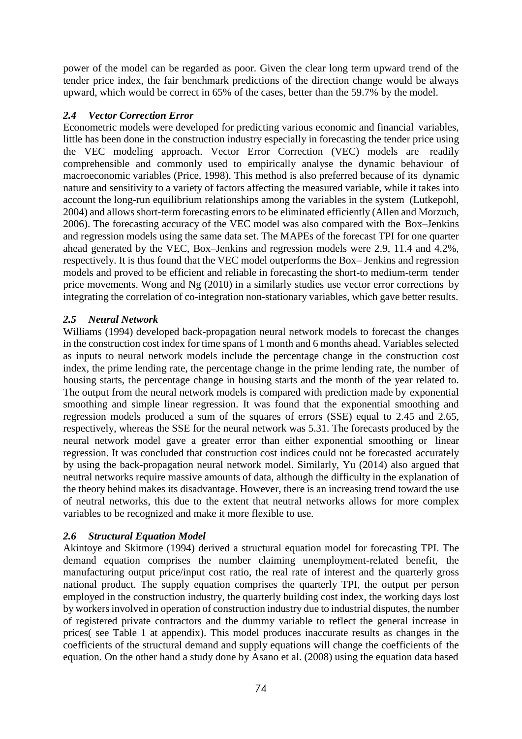power of the model can be regarded as poor. Given the clear long term upward trend of the tender price index, the fair benchmark predictions of the direction change would be always upward, which would be correct in 65% of the cases, better than the 59.7% by the model.

### *2.4 Vector Correction Error*

Econometric models were developed for predicting various economic and financial variables, little has been done in the construction industry especially in forecasting the tender price using the VEC modeling approach. Vector Error Correction (VEC) models are readily comprehensible and commonly used to empirically analyse the dynamic behaviour of macroeconomic variables (Price, 1998). This method is also preferred because of its dynamic nature and sensitivity to a variety of factors affecting the measured variable, while it takes into account the long-run equilibrium relationships among the variables in the system (Lutkepohl, 2004) and allows short-term forecasting errors to be eliminated efficiently (Allen and Morzuch, 2006). The forecasting accuracy of the VEC model was also compared with the Box–Jenkins and regression models using the same data set. The MAPEs of the forecast TPI for one quarter ahead generated by the VEC, Box–Jenkins and regression models were 2.9, 11.4 and 4.2%, respectively. It is thus found that the VEC model outperforms the Box– Jenkins and regression models and proved to be efficient and reliable in forecasting the short-to medium-term tender price movements. Wong and Ng (2010) in a similarly studies use vector error corrections by integrating the correlation of co-integration non-stationary variables, which gave better results.

### *2.5 Neural Network*

Williams (1994) developed back-propagation neural network models to forecast the changes in the construction cost index for time spans of 1 month and 6 months ahead. Variables selected as inputs to neural network models include the percentage change in the construction cost index, the prime lending rate, the percentage change in the prime lending rate, the number of housing starts, the percentage change in housing starts and the month of the year related to. The output from the neural network models is compared with prediction made by exponential smoothing and simple linear regression. It was found that the exponential smoothing and regression models produced a sum of the squares of errors (SSE) equal to 2.45 and 2.65, respectively, whereas the SSE for the neural network was 5.31. The forecasts produced by the neural network model gave a greater error than either exponential smoothing or linear regression. It was concluded that construction cost indices could not be forecasted accurately by using the back-propagation neural network model. Similarly, Yu (2014) also argued that neutral networks require massive amounts of data, although the difficulty in the explanation of the theory behind makes its disadvantage. However, there is an increasing trend toward the use of neutral networks, this due to the extent that neutral networks allows for more complex variables to be recognized and make it more flexible to use.

### *2.6 Structural Equation Model*

Akintoye and Skitmore (1994) derived a structural equation model for forecasting TPI. The demand equation comprises the number claiming unemployment-related benefit, the manufacturing output price/input cost ratio, the real rate of interest and the quarterly gross national product. The supply equation comprises the quarterly TPI, the output per person employed in the construction industry, the quarterly building cost index, the working days lost by workers involved in operation of construction industry due to industrial disputes, the number of registered private contractors and the dummy variable to reflect the general increase in prices( see Table 1 at appendix). This model produces inaccurate results as changes in the coefficients of the structural demand and supply equations will change the coefficients of the equation. On the other hand a study done by Asano et al. (2008) using the equation data based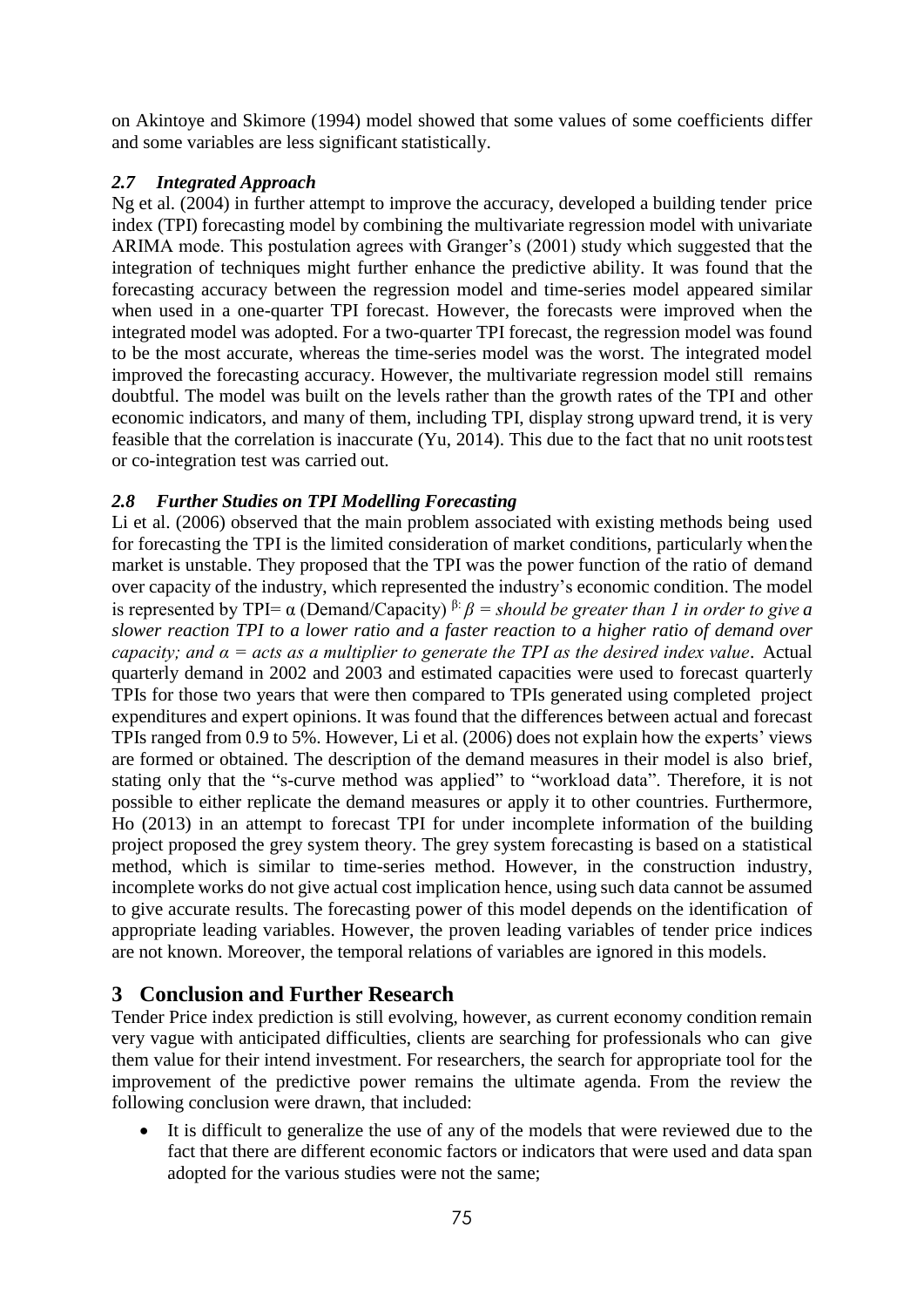on Akintoye and Skimore (1994) model showed that some values of some coefficients differ and some variables are less significant statistically.

### *2.7 Integrated Approach*

Ng et al. (2004) in further attempt to improve the accuracy, developed a building tender price index (TPI) forecasting model by combining the multivariate regression model with univariate ARIMA mode. This postulation agrees with Granger's (2001) study which suggested that the integration of techniques might further enhance the predictive ability. It was found that the forecasting accuracy between the regression model and time-series model appeared similar when used in a one-quarter TPI forecast. However, the forecasts were improved when the integrated model was adopted. For a two-quarter TPI forecast, the regression model was found to be the most accurate, whereas the time-series model was the worst. The integrated model improved the forecasting accuracy. However, the multivariate regression model still remains doubtful. The model was built on the levels rather than the growth rates of the TPI and other economic indicators, and many of them, including TPI, display strong upward trend, it is very feasible that the correlation is inaccurate (Yu, 2014). This due to the fact that no unit roots test or co-integration test was carried out.

### *2.8 Further Studies on TPI Modelling Forecasting*

Li et al. (2006) observed that the main problem associated with existing methods being used for forecasting the TPI is the limited consideration of market conditions, particularly when the market is unstable. They proposed that the TPI was the power function of the ratio of demand over capacity of the industry, which represented the industry's economic condition. The model is represented by TPI= $\alpha$ (Demand/Capacity) $^{\beta}$: ***$\beta$ = should be greater than 1 in order to give a slower reaction TPI to a lower ratio and a faster reaction to a higher ratio of demand over capacity; and $\alpha$ = acts as a multiplier to generate the TPI as the desired index value***. Actual quarterly demand in 2002 and 2003 and estimated capacities were used to forecast quarterly TPIs for those two years that were then compared to TPIs generated using completed project expenditures and expert opinions. It was found that the differences between actual and forecast TPIs ranged from 0.9 to 5%. However, Li et al. (2006) does not explain how the experts' views are formed or obtained. The description of the demand measures in their model is also brief, stating only that the "s-curve method was applied" to "workload data". Therefore, it is not possible to either replicate the demand measures or apply it to other countries. Furthermore, Ho (2013) in an attempt to forecast TPI for under incomplete information of the building project proposed the grey system theory. The grey system forecasting is based on a statistical method, which is similar to time-series method. However, in the construction industry, incomplete works do not give actual cost implication hence, using such data cannot be assumed to give accurate results. The forecasting power of this model depends on the identification of appropriate leading variables. However, the proven leading variables of tender price indices are not known. Moreover, the temporal relations of variables are ignored in this models.

## 3 Conclusion and Further Research

Tender Price index prediction is still evolving, however, as current economy condition remain very vague with anticipated difficulties, clients are searching for professionals who can give them value for their intend investment. For researchers, the search for appropriate tool for the improvement of the predictive power remains the ultimate agenda. From the review the following conclusion were drawn, that included:

- It is difficult to generalize the use of any of the models that were reviewed due to the fact that there are different economic factors or indicators that were used and data span adopted for the various studies were not the same;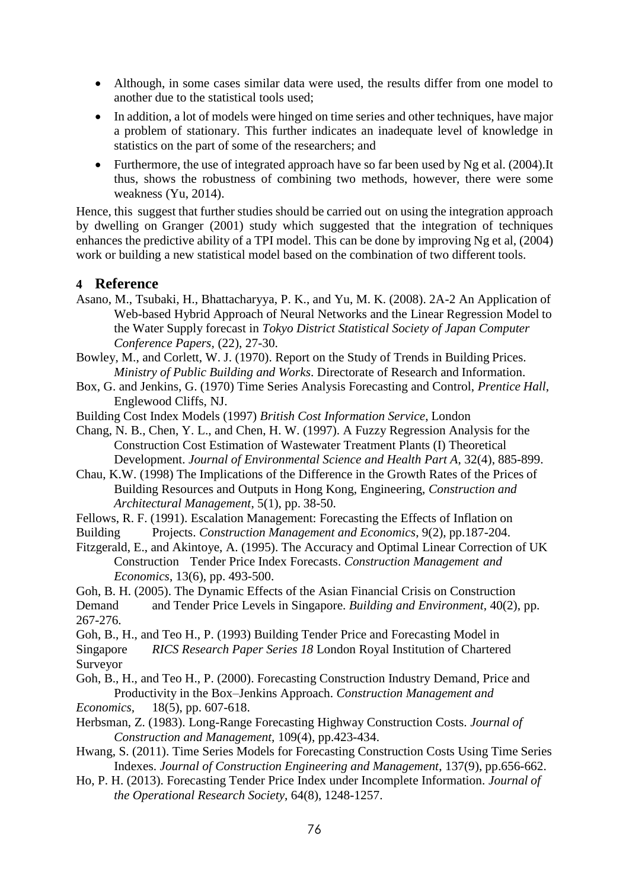- Although, in some cases similar data were used, the results differ from one model to another due to the statistical tools used;
- In addition, a lot of models were hinged on time series and other techniques, have major a problem of stationary. This further indicates an inadequate level of knowledge in statistics on the part of some of the researchers; and
- Furthermore, the use of integrated approach have so far been used by Ng et al. (2004).It thus, shows the robustness of combining two methods, however, there were some weakness (Yu, 2014).

Hence, this suggest that further studies should be carried out on using the integration approach by dwelling on Granger (2001) study which suggested that the integration of techniques enhances the predictive ability of a TPI model. This can be done by improving Ng et al, (2004) work or building a new statistical model based on the combination of two different tools.

## 4 Reference

Asano, M., Tsubaki, H., Bhattacharyya, P. K., and Yu, M. K. (2008). 2A-2 An Application of Web-based Hybrid Approach of Neural Networks and the Linear Regression Model to the Water Supply forecast in *Tokyo District Statistical Society of Japan Computer Conference Papers*, (22), 27-30.

Bowley, M., and Corlett, W. J. (1970). Report on the Study of Trends in Building Prices. *Ministry of Public Building and Works*. Directorate of Research and Information.

Box, G. and Jenkins, G. (1970) Time Series Analysis Forecasting and Control, *Prentice Hall*, Englewood Cliffs, NJ.

Building Cost Index Models (1997) *British Cost Information Service*, London

Chang, N. B., Chen, Y. L., and Chen, H. W. (1997). A Fuzzy Regression Analysis for the Construction Cost Estimation of Wastewater Treatment Plants (I) Theoretical Development. *Journal of Environmental Science and Health Part A*, 32(4), 885-899.

Chau, K.W. (1998) The Implications of the Difference in the Growth Rates of the Prices of Building Resources and Outputs in Hong Kong, Engineering, *Construction and Architectural Management*, 5(1), pp. 38-50.

Fellows, R. F. (1991). Escalation Management: Forecasting the Effects of Inflation on Building Projects. *Construction Management and Economics*, 9(2), pp.187-204.

Fitzgerald, E., and Akintoye, A. (1995). The Accuracy and Optimal Linear Correction of UK Construction Tender Price Index Forecasts. *Construction Management and Economics*, 13(6), pp. 493-500.

Goh, B. H. (2005). The Dynamic Effects of the Asian Financial Crisis on Construction Demand and Tender Price Levels in Singapore. *Building and Environment*, 40(2), pp. 267-276.

Goh, B., H., and Teo H., P. (1993) Building Tender Price and Forecasting Model in Singapore *RICS Research Paper Series 18* London Royal Institution of Chartered Surveyor

Goh, B., H., and Teo H., P. (2000). Forecasting Construction Industry Demand, Price and Productivity in the Box–Jenkins Approach. *Construction Management and Economics*, 18(5), pp. 607-618.

Herbsman, Z. (1983). Long-Range Forecasting Highway Construction Costs. *Journal of Construction and Management*, 109(4), pp.423-434.

Hwang, S. (2011). Time Series Models for Forecasting Construction Costs Using Time Series Indexes. *Journal of Construction Engineering and Management*, 137(9), pp.656-662.

Ho, P. H. (2013). Forecasting Tender Price Index under Incomplete Information. *Journal of the Operational Research Society*, 64(8), 1248-1257.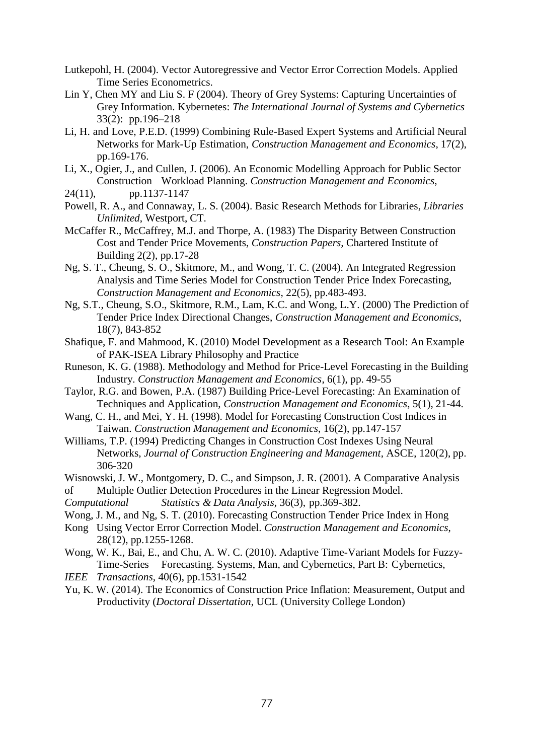Lutkepohl, H. (2004). Vector Autoregressive and Vector Error Correction Models. Applied Time Series Econometrics.

Lin Y, Chen MY and Liu S. F (2004). Theory of Grey Systems: Capturing Uncertainties of Grey Information. Kybernetes: *The International Journal of Systems and Cybernetics* 33(2): pp.196–218

Li, H. and Love, P.E.D. (1999) Combining Rule-Based Expert Systems and Artificial Neural Networks for Mark-Up Estimation, *Construction Management and Economics*, 17(2), pp.169-176.

Li, X., Ogier, J., and Cullen, J. (2006). An Economic Modelling Approach for Public Sector Construction Workload Planning. *Construction Management and Economics*, 24(11), pp.1137-1147

Powell, R. A., and Connaway, L. S. (2004). Basic Research Methods for Libraries, *Libraries Unlimited*, Westport, CT.

McCaffer R., McCaffrey, M.J. and Thorpe, A. (1983) The Disparity Between Construction Cost and Tender Price Movements, *Construction Papers*, Chartered Institute of Building 2(2), pp.17-28

Ng, S. T., Cheung, S. O., Skitmore, M., and Wong, T. C. (2004). An Integrated Regression Analysis and Time Series Model for Construction Tender Price Index Forecasting, *Construction Management and Economics*, 22(5), pp.483-493.

Ng, S.T., Cheung, S.O., Skitmore, R.M., Lam, K.C. and Wong, L.Y. (2000) The Prediction of Tender Price Index Directional Changes, *Construction Management and Economics*, 18(7), 843-852

Shafique, F. and Mahmood, K. (2010) Model Development as a Research Tool: An Example of PAK-ISEA Library Philosophy and Practice

Runeson, K. G. (1988). Methodology and Method for Price-Level Forecasting in the Building Industry. *Construction Management and Economics*, 6(1), pp. 49-55

Taylor, R.G. and Bowen, P.A. (1987) Building Price-Level Forecasting: An Examination of Techniques and Application, *Construction Management and Economics*, 5(1), 21-44.

Wang, C. H., and Mei, Y. H. (1998). Model for Forecasting Construction Cost Indices in Taiwan. *Construction Management and Economics*, 16(2), pp.147-157

Williams, T.P. (1994) Predicting Changes in Construction Cost Indexes Using Neural Networks, *Journal of Construction Engineering and Management*, ASCE, 120(2), pp. 306-320

Wisnowski, J. W., Montgomery, D. C., and Simpson, J. R. (2001). A Comparative Analysis of Multiple Outlier Detection Procedures in the Linear Regression Model. *Computational Statistics & Data Analysis*, 36(3), pp.369-382.

Wong, J. M., and Ng, S. T. (2010). Forecasting Construction Tender Price Index in Hong Kong Using Vector Error Correction Model. *Construction Management and Economics*, 28(12), pp.1255-1268.

Wong, W. K., Bai, E., and Chu, A. W. C. (2010). Adaptive Time-Variant Models for Fuzzy-Time-Series Forecasting. Systems, Man, and Cybernetics, Part B: Cybernetics, *IEEE Transactions*, 40(6), pp.1531-1542

Yu, K. W. (2014). The Economics of Construction Price Inflation: Measurement, Output and Productivity (*Doctoral Dissertation*, UCL (University College London)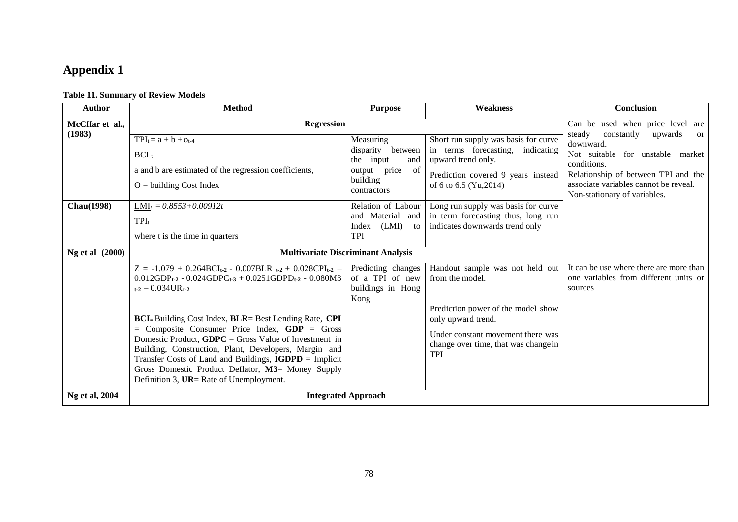# Appendix 1

**Table 11. Summary of Review Models**

| Author | Method | Purpose | Weakness | Conclusion |
|---|---|---|---|---|
| **McCffar et al., (1983)** | **Regression** | | | Can be used when price level are steady constantly upwards or downward. Not suitable for unstable market conditions. Relationship of between TPI and the associate variables cannot be reveal. Non-stationary of variables. |
| | $TPI_t = a + b + o_{t-4}$ <br> $BCI_t$ <br> a and b are estimated of the regression coefficients, <br> O = building Cost Index | Measuring disparity between the input and output price of building contractors | Short run supply was basis for curve in terms forecasting, indicating upward trend only. <br> Prediction covered 9 years instead of 6 to 6.5 (Yu,2014) | |
| **Chau(1998)** | $LMI_t = 0.8553+0.00912t$ <br> $TPI_t$ <br> where t is the time in quarters | Relation of Labour and Material and Index (LMI) to TPI | Long run supply was basis for curve in term forecasting thus, long run indicates downwards trend only | |
| **Ng et al (2000)** | **Multivariate Discriminant Analysis** | | | |
| | $Z = -1.079 + 0.264BCI_{t-2} - 0.007BLR_{t-2} + 0.028CPI_{t-2} - 0.012GDP_{t-2} - 0.024GDPC_{t-3} + 0.0251GDPD_{t-2} - 0.080M3_{t-2} - 0.034UR_{t-2}$ <br><br> **BCI** = Building Cost Index, **BLR**= Best Lending Rate, **CPI** = Composite Consumer Price Index, **GDP** = Gross Domestic Product, **GDPC** = Gross Value of Investment in Building, Construction, Plant, Developers, Margin and Transfer Costs of Land and Buildings, **IGDPD** = Implicit Gross Domestic Product Deflator, **M3**= Money Supply Definition 3, **UR**= Rate of Unemployment. | Predicting changes of a TPI of new buildings in Hong Kong | Handout sample was not held out from the model. <br><br> Prediction power of the model show only upward trend. <br> Under constant movement there was change over time, that was change in TPI | It can be use where there are more than one variables from different units or sources |
| **Ng et al, 2004** | **Integrated Approach** | | | |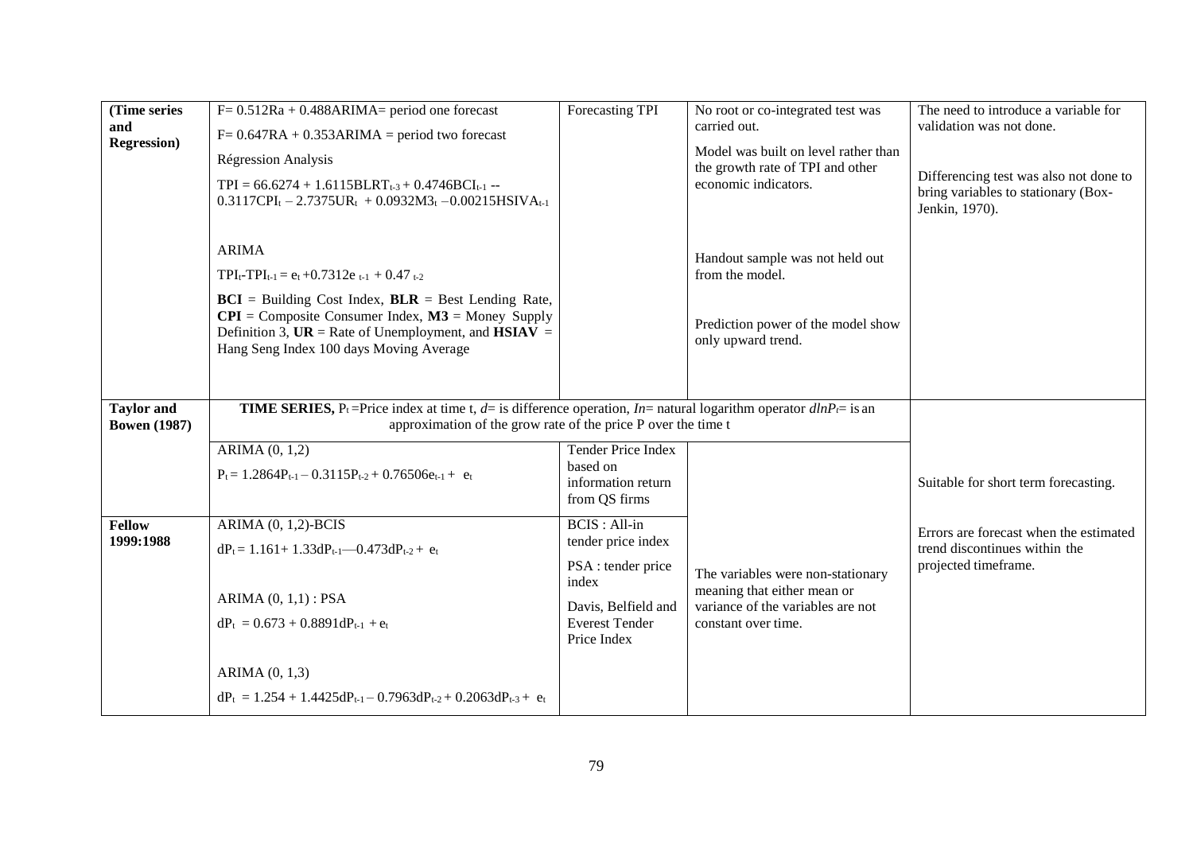| (Time series and Regression) | $F = 0.512Ra + 0.488ARIMA$ = period one forecast<br>$F = 0.647RA + 0.353ARIMA$ = period two forecast<br>Régression Analysis<br>$TPI = 66.6274 + 1.6115BLRT_{t-3} + 0.4746BCI_{t-1} -- 0.3117CPI_t - 2.7375UR_t + 0.0932M3_t - 0.00215HSIVA_{t-1}$<br><br>ARIMA<br>$TPI_t - TPI_{t-1} = e_t + 0.7312e_{t-1} + 0.47_{t-2}$<br>**BCI** = Building Cost Index, **BLR** = Best Lending Rate, **CPI** = Composite Consumer Index, **M3** = Money Supply Definition 3, **UR** = Rate of Unemployment, and **HSIAV** = Hang Seng Index 100 days Moving Average | Forecasting TPI | No root or co-integrated test was carried out.<br>Model was built on level rather than the growth rate of TPI and other economic indicators.<br><br>Handout sample was not held out from the model.<br><br>Prediction power of the model show only upward trend. | The need to introduce a variable for validation was not done.<br><br>Differencing test was also not done to bring variables to stationary (Box-Jenkin, 1970). |
|---|---|---|---|---|
| **Taylor and Bowen (1987)** | **TIME SERIES,** $P_t$ =Price index at time t, $d$= is difference operation, $In$= natural logarithm operator $dlnP_t$= is an approximation of the grow rate of the price P over the time t | | | Suitable for short term forecasting.<br><br>Errors are forecast when the estimated trend discontinues within the projected timeframe. |
| | ARIMA (0, 1,2)<br>$P_t = 1.2864P_{t-1} - 0.3115P_{t-2} + 0.76506e_{t-1} + e_t$ | Tender Price Index based on information return from QS firms | The variables were non-stationary meaning that either mean or variance of the variables are not constant over time. | |
| **Fellow 1999:1988** | ARIMA (0, 1,2)-BCIS<br>$dP_t = 1.161 + 1.33dP_{t-1} - 0.473dP_{t-2} + e_t$<br><br>ARIMA (0, 1,1) : PSA<br>$dP_t = 0.673 + 0.8891dP_{t-1} + e_t$<br><br>ARIMA (0, 1,3)<br>$dP_t = 1.254 + 1.4425dP_{t-1} - 0.7963dP_{t-2} + 0.2063dP_{t-3} + e_t$ | BCIS : All-in tender price index<br>PSA : tender price index<br>Davis, Belfield and Everest Tender Price Index | | |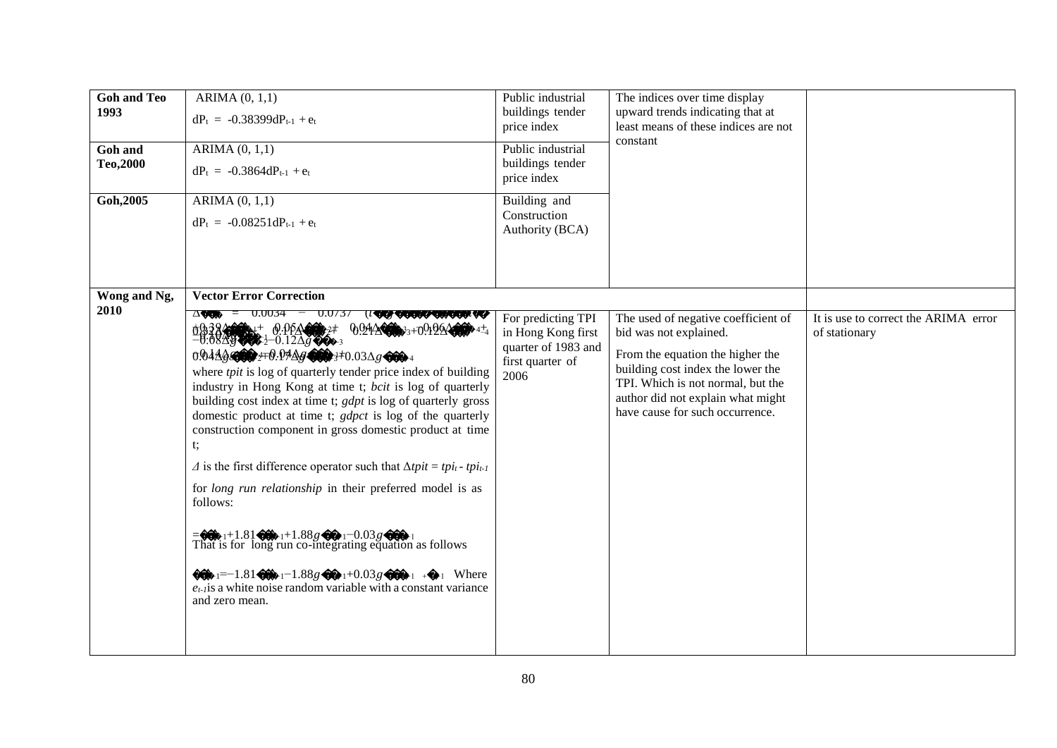| | | | | |
|---|---|---|---|---|
| **Goh and Teo 1993** | ARIMA (0, 1,1)<br>$dP_t = -0.38399dP_{t-1} + e_t$ | Public industrial buildings tender price index | The indices over time display upward trends indicating that at least means of these indices are not constant | |
| **Goh and Teo,2000** | ARIMA (0, 1,1)<br>$dP_t = -0.3864dP_{t-1} + e_t$ | Public industrial buildings tender price index | | |
| **Goh,2005** | ARIMA (0, 1,1)<br>$dP_t = -0.08251dP_{t-1} + e_t$ | Building and Construction Authority (BCA) | | |
| **Wong and Ng, 2010** | **Vector Error Correction** | | | |
| | $\Delta tpi_t = 0.0034 - 0.0737\ (tpi_{t-1} + 1.81bci_{t-1} + 1.88gdp_{t-1} - 0.03gdpc_{t-1}) + 0.39\Delta tpi_{t-1} + 0.05\Delta tpi_{t-2} + 0.04\Delta tpi_{t-3} + 0.06\Delta tpi_{t-4} + 0.42\Delta bci_{t-1} - 0.11\Delta bci_{t-2} - 0.21\Delta bci_{t-3} + 0.12\Delta bci_{t-4} - 0.08\Delta gdp_{t-1} - 0.12\Delta gdp_{t-3} - 0.14\Delta gdpc_{t-1} + 0.04\Delta gdpc_{t-2} + 0.17\Delta gdpc_{t-3} + 0.03\Delta gdpc_{t-4}$<br>where *tpit* is log of quarterly tender price index of building industry in Hong Kong at time t; *bcit* is log of quarterly building cost index at time t; *gdpt* is log of quarterly gross domestic product at time t; *gdpct* is log of the quarterly construction component in gross domestic product at time t;<br>$\Delta$ is the first difference operator such that $\Delta tpit = tpi_t - tpi_{t-1}$<br>for *long run relationship* in their preferred model is as follows:<br>$= tpi_{t-1} + 1.81bci_{t-1} + 1.88gdp_{t-1} - 0.03gdpc_{t-1}$<br>That is for long run co-integrating equation as follows<br>$tpi_{t-1} = -1.81bci_{t-1} - 1.88gdp_{t-1} + 0.03gdpc_{t-1} + e_{t-1}$ Where $e_{t-1}$ is a white noise random variable with a constant variance and zero mean. | For predicting TPI in Hong Kong first quarter of 1983 and first quarter of 2006 | The used of negative coefficient of bid was not explained.<br>From the equation the higher the building cost index the lower the TPI. Which is not normal, but the author did not explain what might have cause for such occurrence. | It is use to correct the ARIMA error of stationary |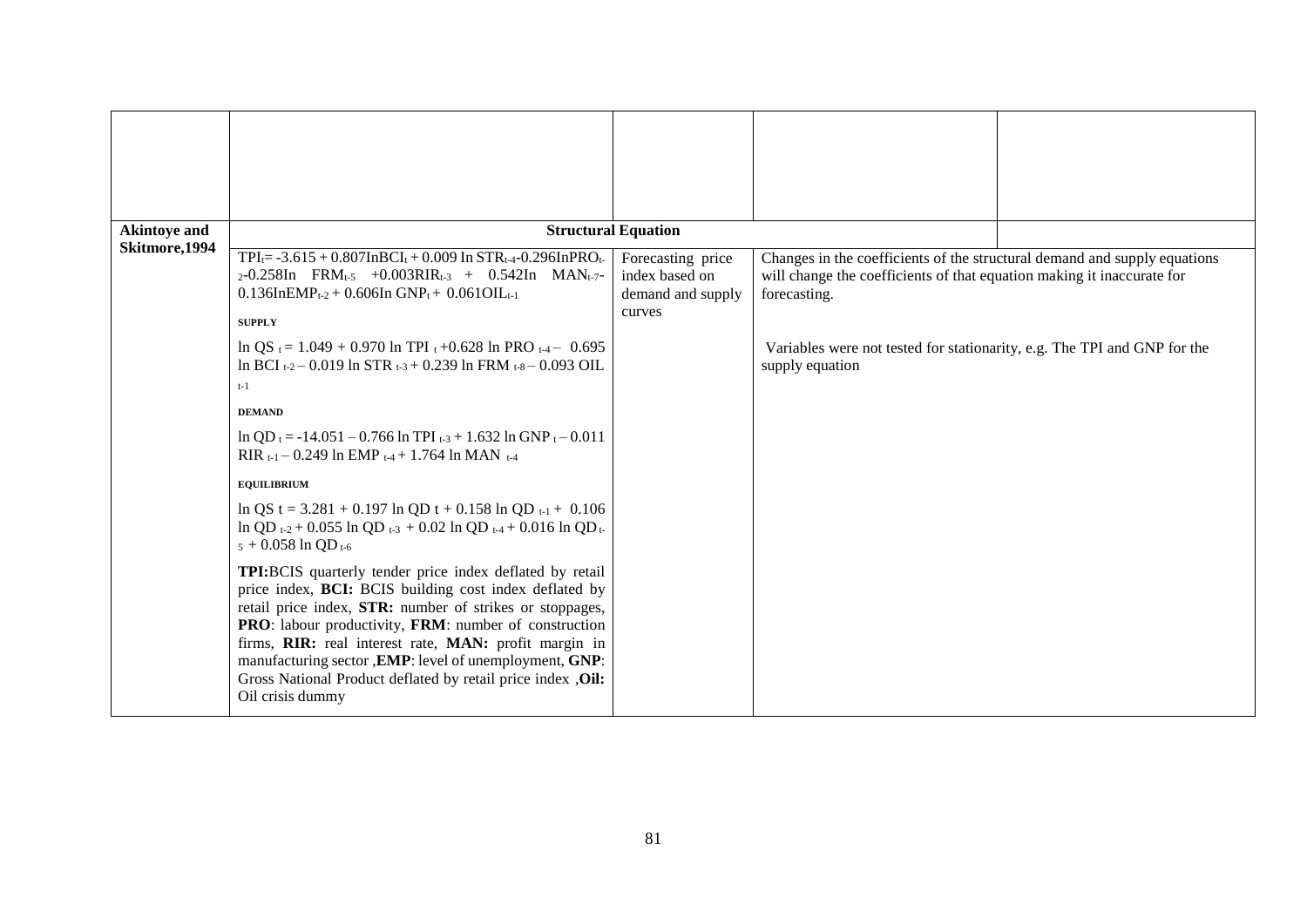| | | | | |
|---|---|---|---|---|
| | | | | |
| **Akintoye and Skitmore,1994** | **Structural Equation** | | | |
| | $TPI_t = -3.615 + 0.807 \ln BCI_t + 0.009 \ln STR_{t-4} - 0.296 \ln PRO_{t-2} - 0.258 \ln FRM_{t-5} + 0.003 RIR_{t-3} + 0.542 \ln MAN_{t-7} - 0.136 \ln EMP_{t-2} + 0.606 \ln GNP_t + 0.061 OIL_{t-1}$<br><br>**SUPPLY**<br><br>$\ln QS_t = 1.049 + 0.970 \ln TPI_t + 0.628 \ln PRO_{t-4} - 0.695 \ln BCI_{t-2} - 0.019 \ln STR_{t-3} + 0.239 \ln FRM_{t-8} - 0.093 OIL_{t-1}$<br><br>**DEMAND**<br><br>$\ln QD_t = -14.051 - 0.766 \ln TPI_{t-3} + 1.632 \ln GNP_t - 0.011 RIR_{t-1} - 0.249 \ln EMP_{t-4} + 1.764 \ln MAN_{t-4}$<br><br>**EQUILIBRIUM**<br><br>$\ln QS_t = 3.281 + 0.197 \ln QD_t + 0.158 \ln QD_{t-1} + 0.106 \ln QD_{t-2} + 0.055 \ln QD_{t-3} + 0.02 \ln QD_{t-4} + 0.016 \ln QD_{t-5} + 0.058 \ln QD_{t-6}$<br><br>**TPI:** BCIS quarterly tender price index deflated by retail price index, **BCI:** BCIS building cost index deflated by retail price index, **STR:** number of strikes or stoppages, **PRO**: labour productivity, **FRM**: number of construction firms, **RIR:** real interest rate, **MAN:** profit margin in manufacturing sector, **EMP**: level of unemployment, **GNP**: Gross National Product deflated by retail price index, **Oil:** Oil crisis dummy | Forecasting price index based on demand and supply curves | Changes in the coefficients of the structural demand and supply equations will change the coefficients of that equation making it inaccurate for forecasting.<br><br>Variables were not tested for stationarity, e.g. The TPI and GNP for the supply equation | |